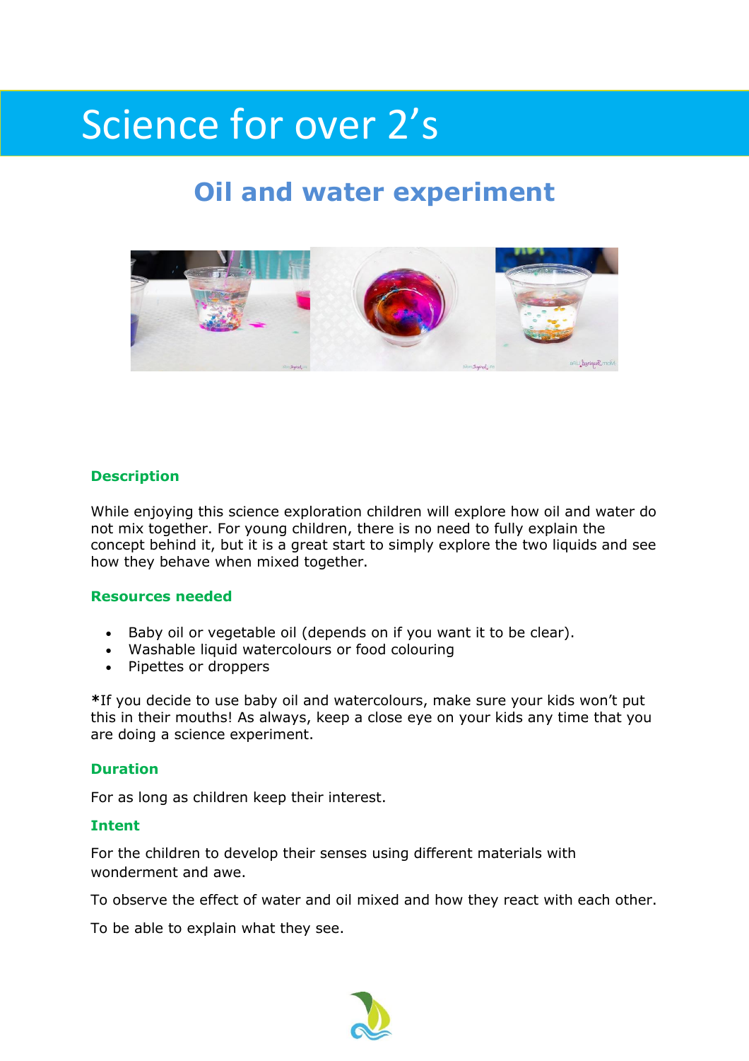# Science for over 2's

## Oil and water experiment

### Description

While enjoying this science exploration children will explore how oil and water do not mix together. For young children, there is no need to fully explain the concept behind it, but it is a great start to simply explore the two liquids and see how they behave when mixed together.

### Resources needed

- Baby oil or vegetable oil (depends on if you want it to be clear).
- Washable liquid watercolours or food colouring
- Pipettes or droppers

***If you decide to use baby oil and watercolours, make sure your kids won't put this in their mouths! As always, keep a close eye on your kids any time that you are doing a science experiment.

### Duration

For as long as children keep their interest.

### Intent

For the children to develop their senses using different materials with wonderment and awe.

To observe the effect of water and oil mixed and how they react with each other.

To be able to explain what they see.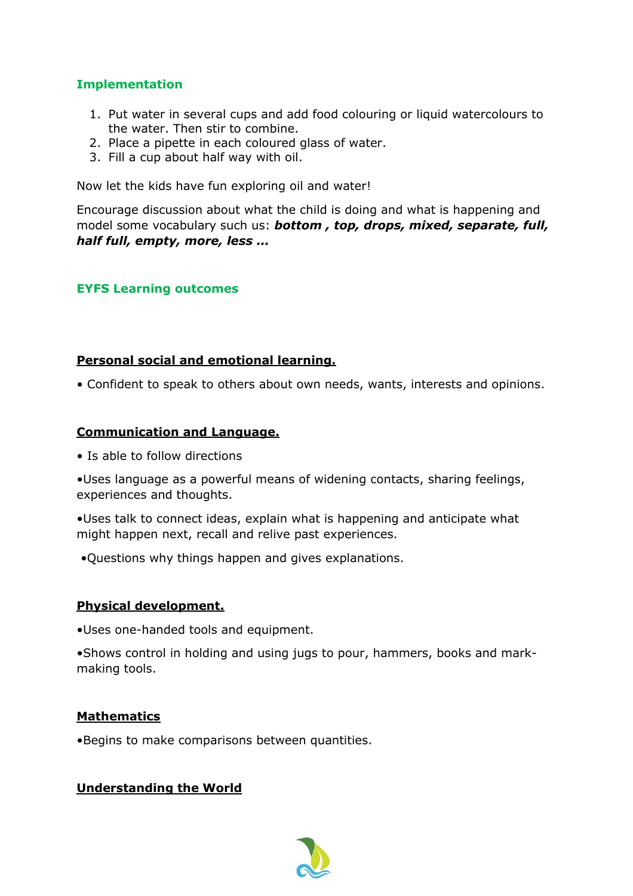## Implementation

1. Put water in several cups and add food colouring or liquid watercolours to the water. Then stir to combine.
2. Place a pipette in each coloured glass of water.
3. Fill a cup about half way with oil.

Now let the kids have fun exploring oil and water!

Encourage discussion about what the child is doing and what is happening and model some vocabulary such us: ***bottom , top, drops, mixed, separate, full, half full, empty, more, less …***

## EYFS Learning outcomes

### Personal social and emotional learning.

• Confident to speak to others about own needs, wants, interests and opinions.

### Communication and Language.

• Is able to follow directions

•Uses language as a powerful means of widening contacts, sharing feelings, experiences and thoughts.

•Uses talk to connect ideas, explain what is happening and anticipate what might happen next, recall and relive past experiences.

•Questions why things happen and gives explanations.

### Physical development.

•Uses one-handed tools and equipment.

•Shows control in holding and using jugs to pour, hammers, books and mark-making tools.

### Mathematics

•Begins to make comparisons between quantities.

### Understanding the World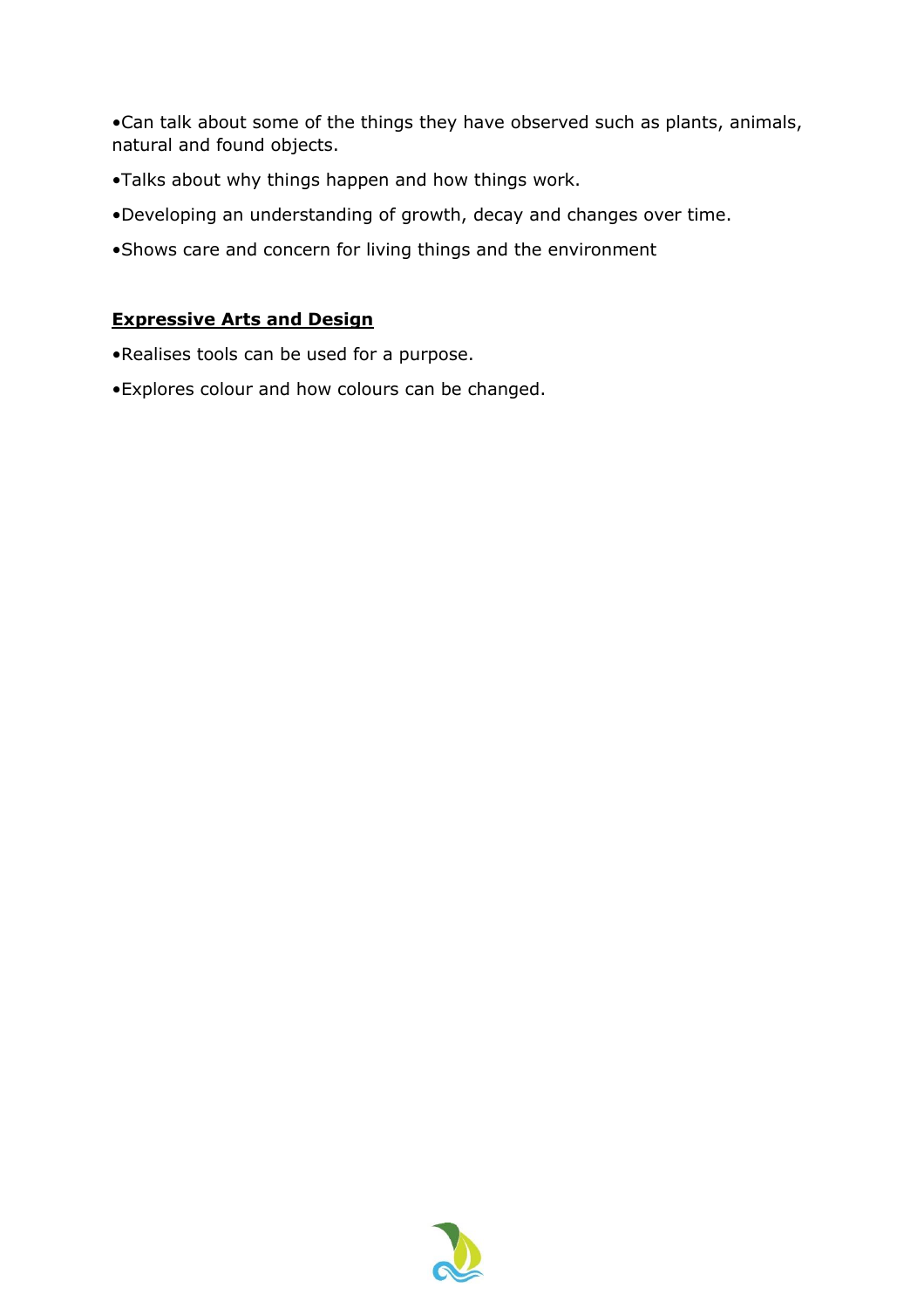•Can talk about some of the things they have observed such as plants, animals, natural and found objects.

•Talks about why things happen and how things work.

•Developing an understanding of growth, decay and changes over time.

•Shows care and concern for living things and the environment

## **Expressive Arts and Design**

•Realises tools can be used for a purpose.

•Explores colour and how colours can be changed.